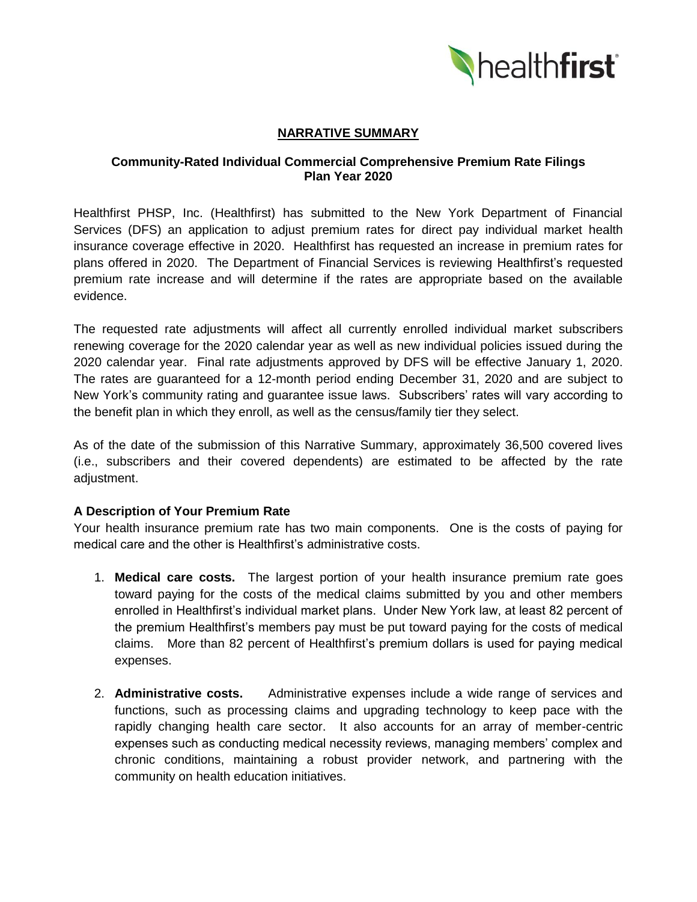## NARRATIVE SUMMARY

### Community-Rated Individual Commercial Comprehensive Premium Rate Filings Plan Year 2020

Healthfirst PHSP, Inc. (Healthfirst) has submitted to the New York Department of Financial Services (DFS) an application to adjust premium rates for direct pay individual market health insurance coverage effective in 2020. Healthfirst has requested an increase in premium rates for plans offered in 2020. The Department of Financial Services is reviewing Healthfirst's requested premium rate increase and will determine if the rates are appropriate based on the available evidence.

The requested rate adjustments will affect all currently enrolled individual market subscribers renewing coverage for the 2020 calendar year as well as new individual policies issued during the 2020 calendar year. Final rate adjustments approved by DFS will be effective January 1, 2020. The rates are guaranteed for a 12-month period ending December 31, 2020 and are subject to New York's community rating and guarantee issue laws. Subscribers' rates will vary according to the benefit plan in which they enroll, as well as the census/family tier they select.

As of the date of the submission of this Narrative Summary, approximately 36,500 covered lives (i.e., subscribers and their covered dependents) are estimated to be affected by the rate adjustment.

**A Description of Your Premium Rate**

Your health insurance premium rate has two main components. One is the costs of paying for medical care and the other is Healthfirst's administrative costs.

1. **Medical care costs.** The largest portion of your health insurance premium rate goes toward paying for the costs of the medical claims submitted by you and other members enrolled in Healthfirst's individual market plans. Under New York law, at least 82 percent of the premium Healthfirst's members pay must be put toward paying for the costs of medical claims. More than 82 percent of Healthfirst's premium dollars is used for paying medical expenses.

2. **Administrative costs.** Administrative expenses include a wide range of services and functions, such as processing claims and upgrading technology to keep pace with the rapidly changing health care sector. It also accounts for an array of member-centric expenses such as conducting medical necessity reviews, managing members' complex and chronic conditions, maintaining a robust provider network, and partnering with the community on health education initiatives.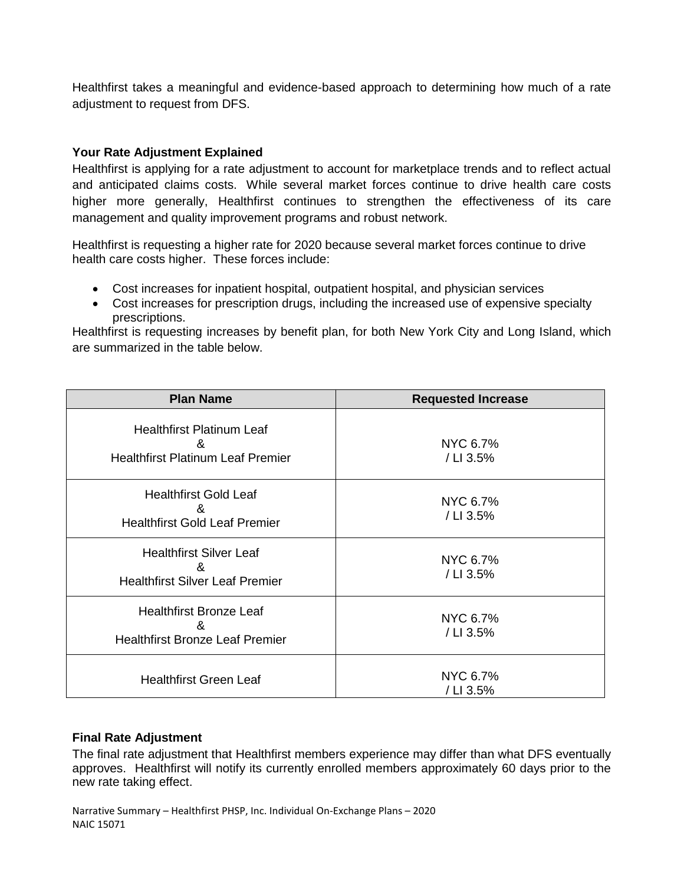Healthfirst takes a meaningful and evidence-based approach to determining how much of a rate adjustment to request from DFS.

**Your Rate Adjustment Explained**

Healthfirst is applying for a rate adjustment to account for marketplace trends and to reflect actual and anticipated claims costs. While several market forces continue to drive health care costs higher more generally, Healthfirst continues to strengthen the effectiveness of its care management and quality improvement programs and robust network.

Healthfirst is requesting a higher rate for 2020 because several market forces continue to drive health care costs higher. These forces include:

- Cost increases for inpatient hospital, outpatient hospital, and physician services
- Cost increases for prescription drugs, including the increased use of expensive specialty prescriptions.

Healthfirst is requesting increases by benefit plan, for both New York City and Long Island, which are summarized in the table below.

| Plan Name | Requested Increase |
|---|---|
| Healthfirst Platinum Leaf & Healthfirst Platinum Leaf Premier | NYC 6.7% / LI 3.5% |
| Healthfirst Gold Leaf & Healthfirst Gold Leaf Premier | NYC 6.7% / LI 3.5% |
| Healthfirst Silver Leaf & Healthfirst Silver Leaf Premier | NYC 6.7% / LI 3.5% |
| Healthfirst Bronze Leaf & Healthfirst Bronze Leaf Premier | NYC 6.7% / LI 3.5% |
| Healthfirst Green Leaf | NYC 6.7% / LI 3.5% |

**Final Rate Adjustment**

The final rate adjustment that Healthfirst members experience may differ than what DFS eventually approves. Healthfirst will notify its currently enrolled members approximately 60 days prior to the new rate taking effect.